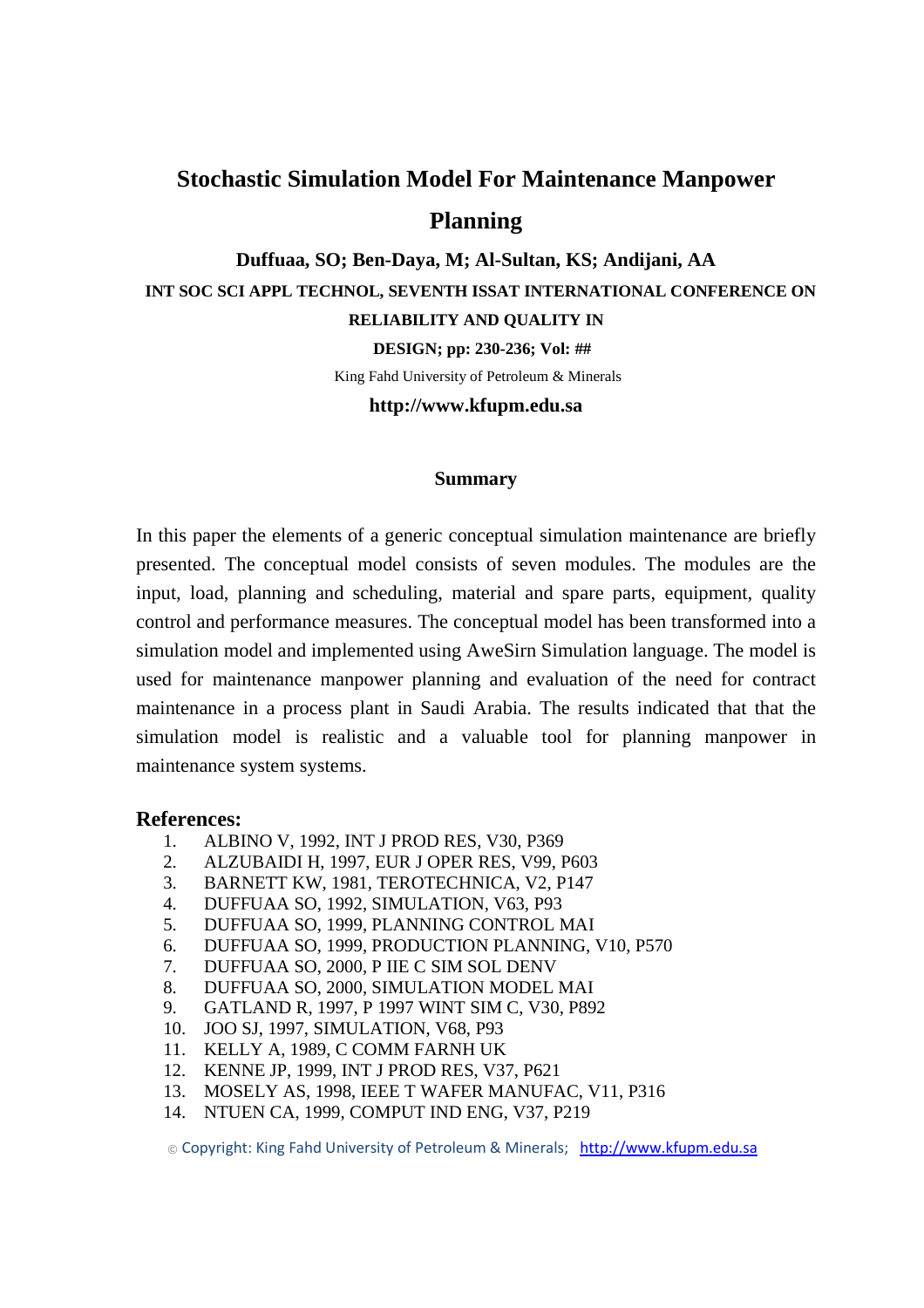# Stochastic Simulation Model For Maintenance Manpower Planning

**Duffuaa, SO; Ben-Daya, M; Al-Sultan, KS; Andijani, AA**

**INT SOC SCI APPL TECHNOL, SEVENTH ISSAT INTERNATIONAL CONFERENCE ON RELIABILITY AND QUALITY IN DESIGN; pp: 230-236; Vol: ##**

King Fahd University of Petroleum & Minerals

**http://www.kfupm.edu.sa**

## Summary

In this paper the elements of a generic conceptual simulation maintenance are briefly presented. The conceptual model consists of seven modules. The modules are the input, load, planning and scheduling, material and spare parts, equipment, quality control and performance measures. The conceptual model has been transformed into a simulation model and implemented using AweSirn Simulation language. The model is used for maintenance manpower planning and evaluation of the need for contract maintenance in a process plant in Saudi Arabia. The results indicated that that the simulation model is realistic and a valuable tool for planning manpower in maintenance system systems.

## References:

1. ALBINO V, 1992, INT J PROD RES, V30, P369
2. ALZUBAIDI H, 1997, EUR J OPER RES, V99, P603
3. BARNETT KW, 1981, TEROTECHNICA, V2, P147
4. DUFFUAA SO, 1992, SIMULATION, V63, P93
5. DUFFUAA SO, 1999, PLANNING CONTROL MAI
6. DUFFUAA SO, 1999, PRODUCTION PLANNING, V10, P570
7. DUFFUAA SO, 2000, P IIE C SIM SOL DENV
8. DUFFUAA SO, 2000, SIMULATION MODEL MAI
9. GATLAND R, 1997, P 1997 WINT SIM C, V30, P892
10. JOO SJ, 1997, SIMULATION, V68, P93
11. KELLY A, 1989, C COMM FARNH UK
12. KENNE JP, 1999, INT J PROD RES, V37, P621
13. MOSELY AS, 1998, IEEE T WAFER MANUFAC, V11, P316
14. NTUEN CA, 1999, COMPUT IND ENG, V37, P219

© Copyright: King Fahd University of Petroleum & Minerals; http://www.kfupm.edu.sa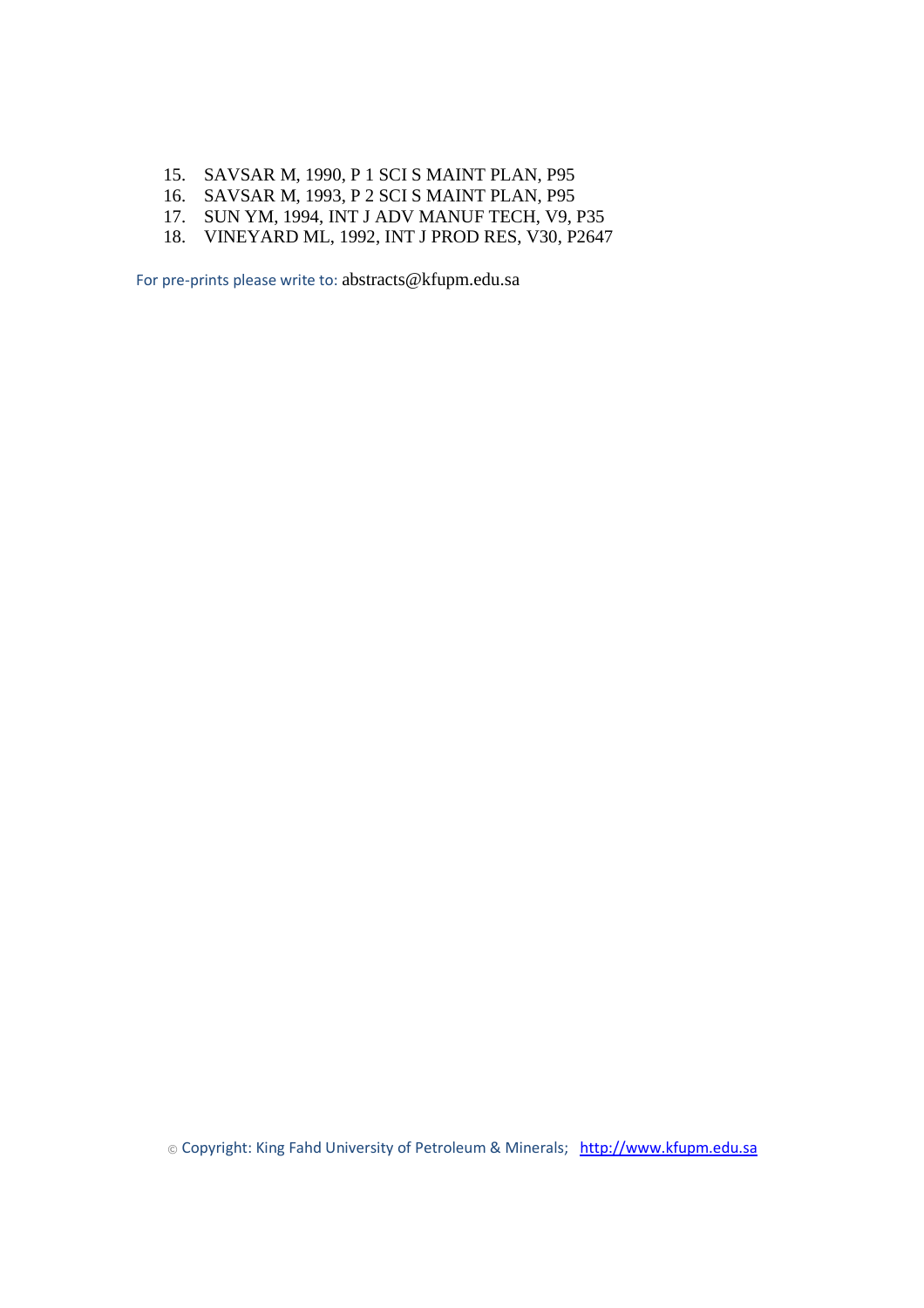15. SAVSAR M, 1990, P 1 SCI S MAINT PLAN, P95
16. SAVSAR M, 1993, P 2 SCI S MAINT PLAN, P95
17. SUN YM, 1994, INT J ADV MANUF TECH, V9, P35
18. VINEYARD ML, 1992, INT J PROD RES, V30, P2647

For pre-prints please write to: abstracts@kfupm.edu.sa

© Copyright: King Fahd University of Petroleum & Minerals; http://www.kfupm.edu.sa